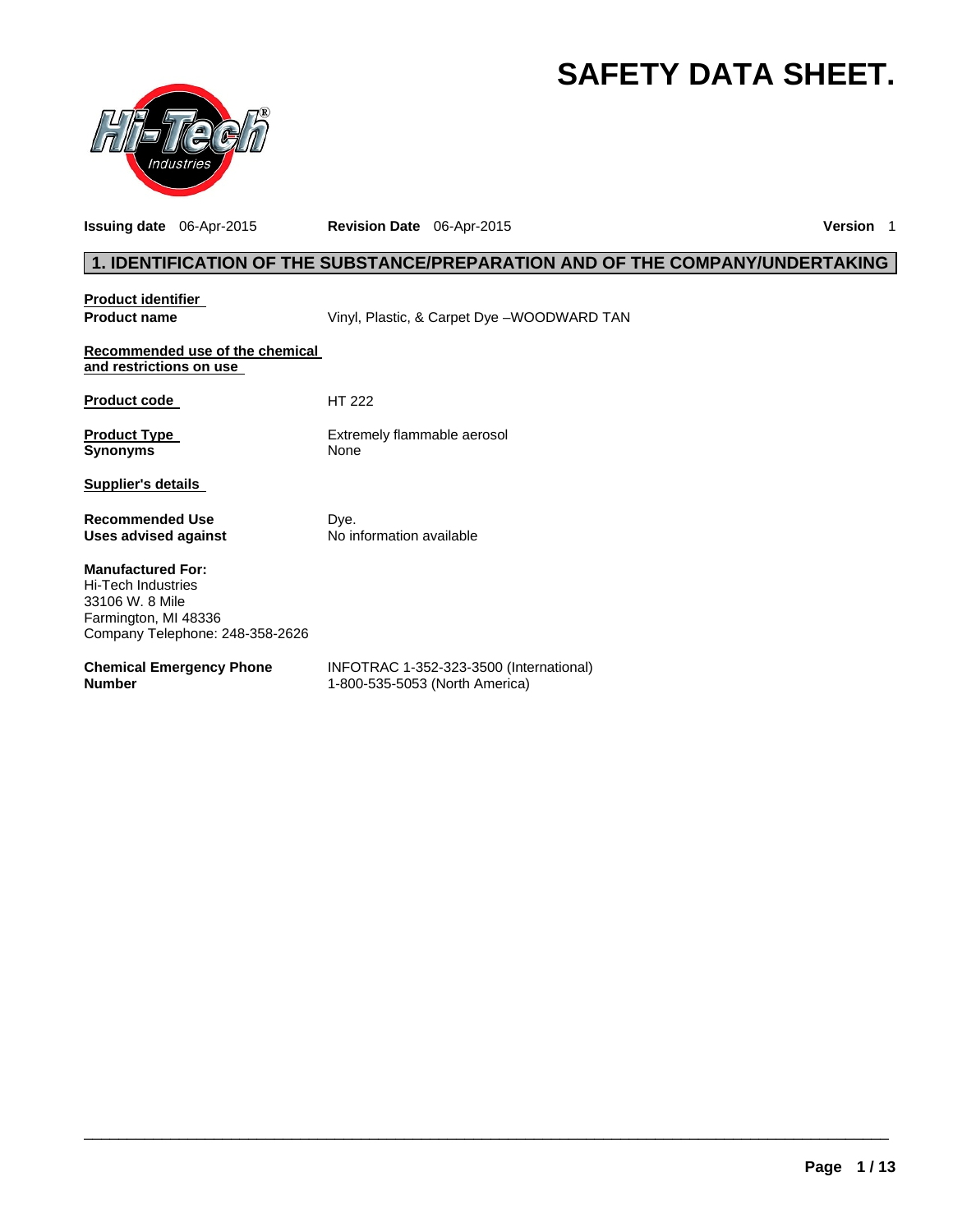# SAFETY DATA SHEET.

**Issuing date** 06-Apr-2015 **Revision Date** 06-Apr-2015 **Version** 1

## 1. IDENTIFICATION OF THE SUBSTANCE/PREPARATION AND OF THE COMPANY/UNDERTAKING

**Product identifier**

**Product name** Vinyl, Plastic, & Carpet Dye –WOODWARD TAN

**Recommended use of the chemical and restrictions on use**

**Product code** HT 222

**Product Type** Extremely flammable aerosol

**Synonyms** None

**Supplier's details**

**Recommended Use** Dye.

**Uses advised against** No information available

**Manufactured For:**
Hi-Tech Industries
33106 W. 8 Mile
Farmington, MI 48336
Company Telephone: 248-358-2626

**Chemical Emergency Phone Number** INFOTRAC 1-352-323-3500 (International)
1-800-535-5053 (North America)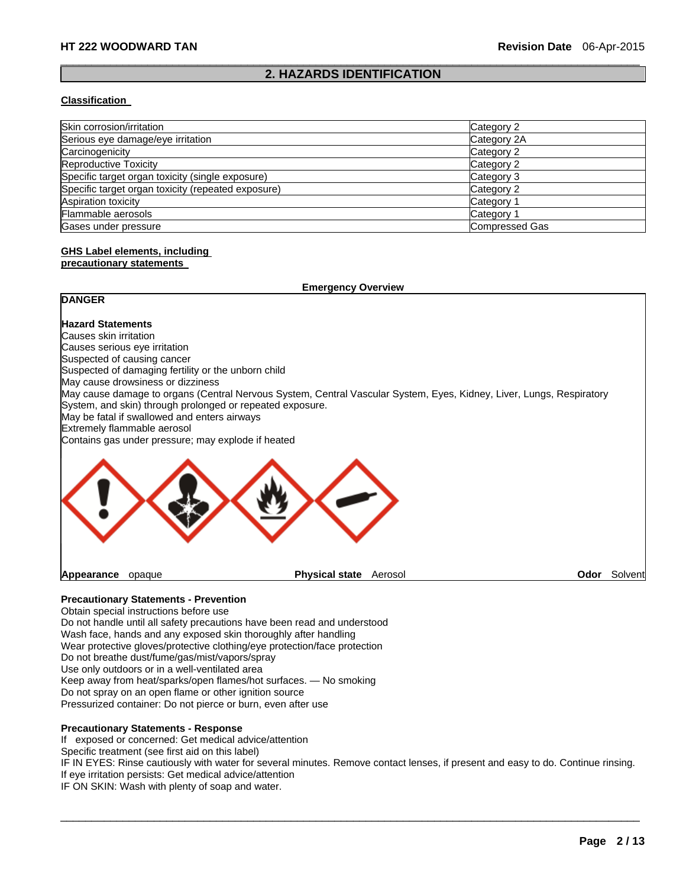## 2. HAZARDS IDENTIFICATION

**Classification**

| Hazard | Category |
|---|---|
| Skin corrosion/irritation | Category 2 |
| Serious eye damage/eye irritation | Category 2A |
| Carcinogenicity | Category 2 |
| Reproductive Toxicity | Category 2 |
| Specific target organ toxicity (single exposure) | Category 3 |
| Specific target organ toxicity (repeated exposure) | Category 2 |
| Aspiration toxicity | Category 1 |
| Flammable aerosols | Category 1 |
| Gases under pressure | Compressed Gas |

**GHS Label elements, including precautionary statements**

**Emergency Overview**

**DANGER**

**Hazard Statements**

Causes skin irritation
Causes serious eye irritation
Suspected of causing cancer
Suspected of damaging fertility or the unborn child
May cause drowsiness or dizziness
May cause damage to organs (Central Nervous System, Central Vascular System, Eyes, Kidney, Liver, Lungs, Respiratory System, and skin) through prolonged or repeated exposure.
May be fatal if swallowed and enters airways
Extremely flammable aerosol
Contains gas under pressure; may explode if heated

**Appearance** opaque **Physical state** Aerosol **Odor** Solvent

**Precautionary Statements - Prevention**

Obtain special instructions before use
Do not handle until all safety precautions have been read and understood
Wash face, hands and any exposed skin thoroughly after handling
Wear protective gloves/protective clothing/eye protection/face protection
Do not breathe dust/fume/gas/mist/vapors/spray
Use only outdoors or in a well-ventilated area
Keep away from heat/sparks/open flames/hot surfaces. — No smoking
Do not spray on an open flame or other ignition source
Pressurized container: Do not pierce or burn, even after use

**Precautionary Statements - Response**

If exposed or concerned: Get medical advice/attention
Specific treatment (see first aid on this label)
IF IN EYES: Rinse cautiously with water for several minutes. Remove contact lenses, if present and easy to do. Continue rinsing.
If eye irritation persists: Get medical advice/attention
IF ON SKIN: Wash with plenty of soap and water.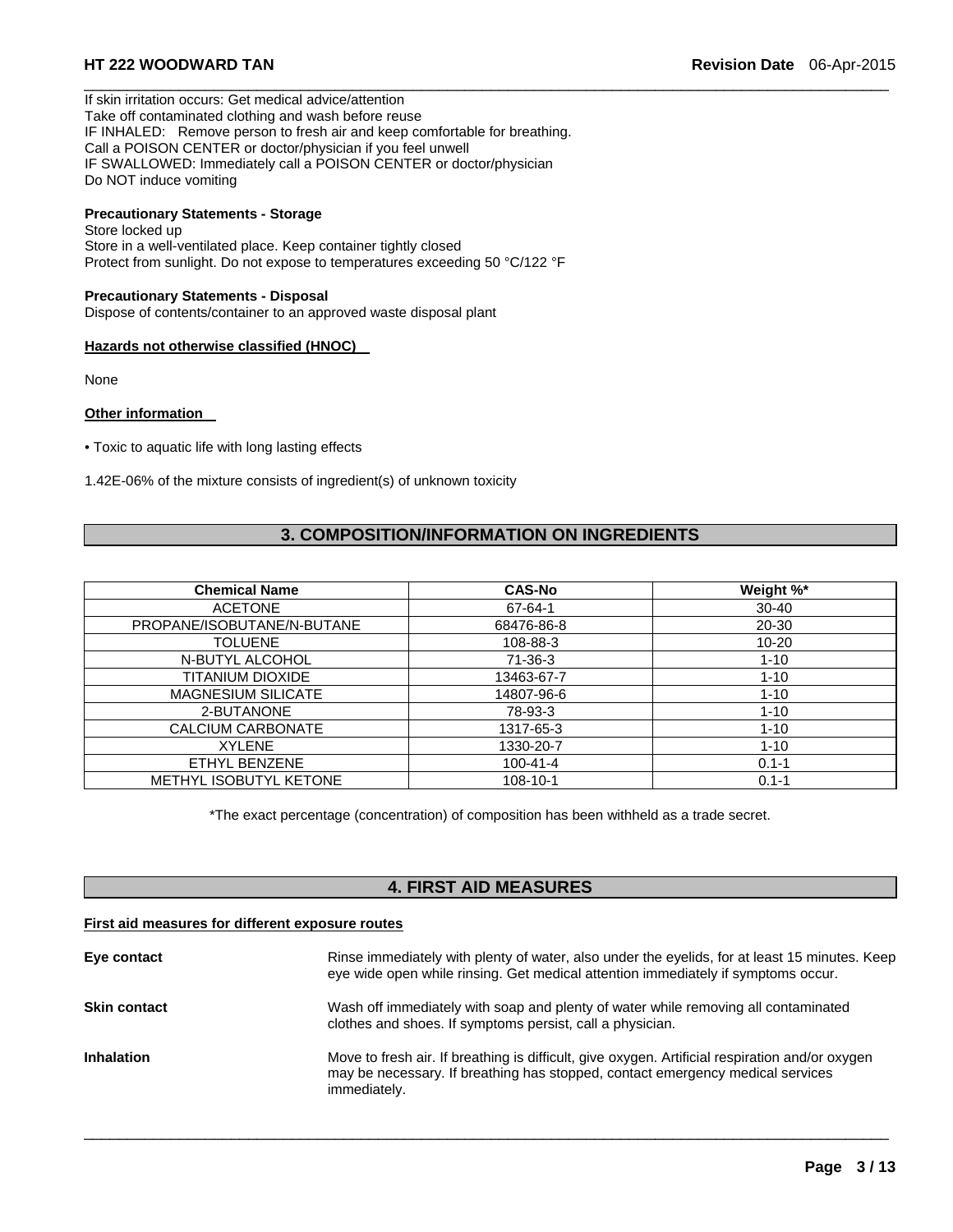If skin irritation occurs: Get medical advice/attention
Take off contaminated clothing and wash before reuse
IF INHALED: Remove person to fresh air and keep comfortable for breathing.
Call a POISON CENTER or doctor/physician if you feel unwell
IF SWALLOWED: Immediately call a POISON CENTER or doctor/physician
Do NOT induce vomiting

**Precautionary Statements - Storage**
Store locked up
Store in a well-ventilated place. Keep container tightly closed
Protect from sunlight. Do not expose to temperatures exceeding 50 °C/122 °F

**Precautionary Statements - Disposal**
Dispose of contents/container to an approved waste disposal plant

**Hazards not otherwise classified (HNOC)**

None

**Other information**

- Toxic to aquatic life with long lasting effects

1.42E-06% of the mixture consists of ingredient(s) of unknown toxicity

## 3. COMPOSITION/INFORMATION ON INGREDIENTS

| Chemical Name | CAS-No | Weight %* |
|---|---|---|
| ACETONE | 67-64-1 | 30-40 |
| PROPANE/ISOBUTANE/N-BUTANE | 68476-86-8 | 20-30 |
| TOLUENE | 108-88-3 | 10-20 |
| N-BUTYL ALCOHOL | 71-36-3 | 1-10 |
| TITANIUM DIOXIDE | 13463-67-7 | 1-10 |
| MAGNESIUM SILICATE | 14807-96-6 | 1-10 |
| 2-BUTANONE | 78-93-3 | 1-10 |
| CALCIUM CARBONATE | 1317-65-3 | 1-10 |
| XYLENE | 1330-20-7 | 1-10 |
| ETHYL BENZENE | 100-41-4 | 0.1-1 |
| METHYL ISOBUTYL KETONE | 108-10-1 | 0.1-1 |

*The exact percentage (concentration) of composition has been withheld as a trade secret.

## 4. FIRST AID MEASURES

**First aid measures for different exposure routes**

**Eye contact** Rinse immediately with plenty of water, also under the eyelids, for at least 15 minutes. Keep eye wide open while rinsing. Get medical attention immediately if symptoms occur.

**Skin contact** Wash off immediately with soap and plenty of water while removing all contaminated clothes and shoes. If symptoms persist, call a physician.

**Inhalation** Move to fresh air. If breathing is difficult, give oxygen. Artificial respiration and/or oxygen may be necessary. If breathing has stopped, contact emergency medical services immediately.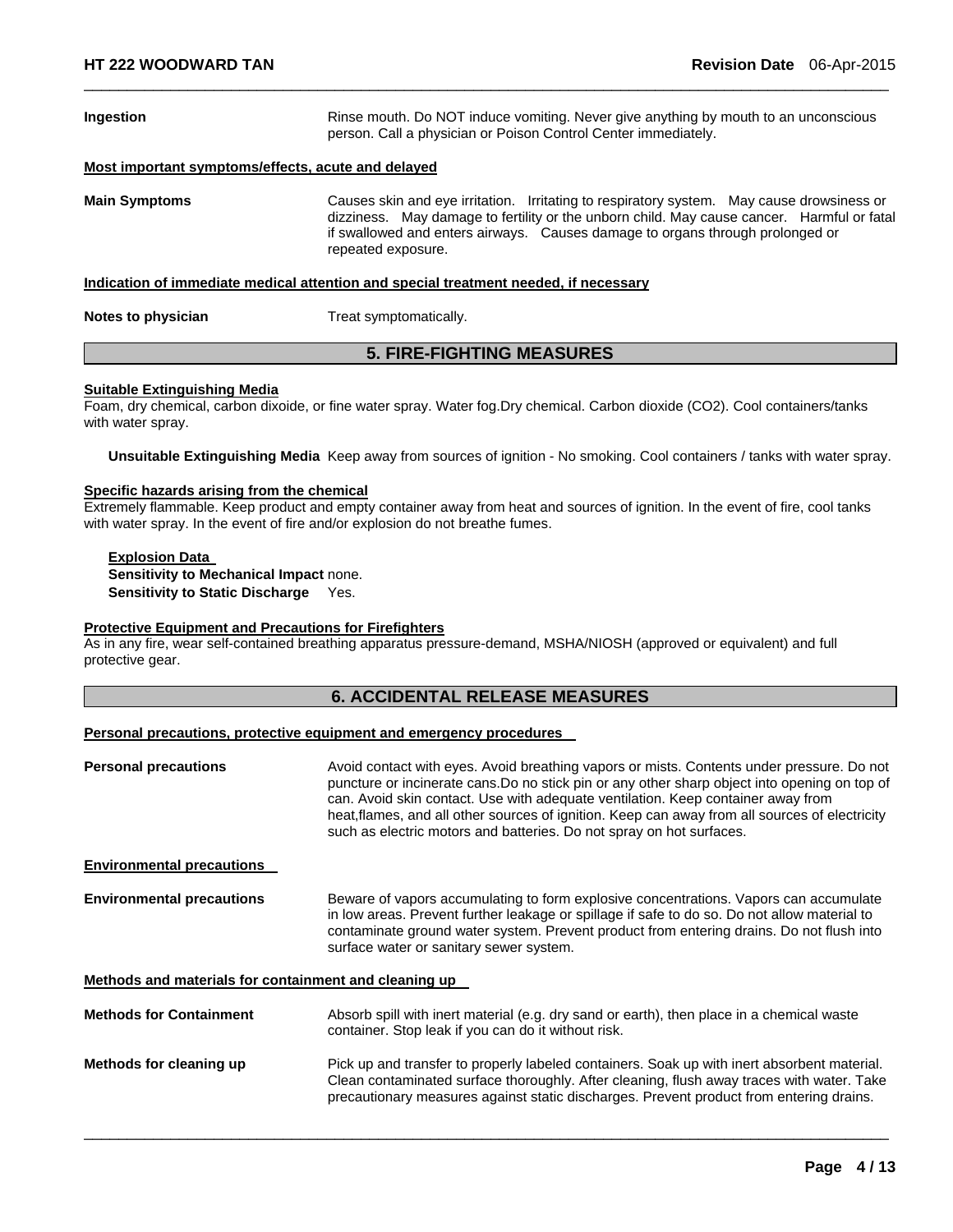**Ingestion** Rinse mouth. Do NOT induce vomiting. Never give anything by mouth to an unconscious person. Call a physician or Poison Control Center immediately.

**Most important symptoms/effects, acute and delayed**

**Main Symptoms** Causes skin and eye irritation. Irritating to respiratory system. May cause drowsiness or dizziness. May damage to fertility or the unborn child. May cause cancer. Harmful or fatal if swallowed and enters airways. Causes damage to organs through prolonged or repeated exposure.

**Indication of immediate medical attention and special treatment needed, if necessary**

**Notes to physician** Treat symptomatically.

## 5. FIRE-FIGHTING MEASURES

**Suitable Extinguishing Media**

Foam, dry chemical, carbon dixoide, or fine water spray. Water fog.Dry chemical. Carbon dioxide ($CO_2$). Cool containers/tanks with water spray.

**Unsuitable Extinguishing Media** Keep away from sources of ignition - No smoking. Cool containers / tanks with water spray.

**Specific hazards arising from the chemical**

Extremely flammable. Keep product and empty container away from heat and sources of ignition. In the event of fire, cool tanks with water spray. In the event of fire and/or explosion do not breathe fumes.

**Explosion Data**

**Sensitivity to Mechanical Impact** none.

**Sensitivity to Static Discharge** Yes.

**Protective Equipment and Precautions for Firefighters**

As in any fire, wear self-contained breathing apparatus pressure-demand, MSHA/NIOSH (approved or equivalent) and full protective gear.

## 6. ACCIDENTAL RELEASE MEASURES

**Personal precautions, protective equipment and emergency procedures**

**Personal precautions** Avoid contact with eyes. Avoid breathing vapors or mists. Contents under pressure. Do not puncture or incinerate cans.Do no stick pin or any other sharp object into opening on top of can. Avoid skin contact. Use with adequate ventilation. Keep container away from heat,flames, and all other sources of ignition. Keep can away from all sources of electricity such as electric motors and batteries. Do not spray on hot surfaces.

**Environmental precautions**

**Environmental precautions** Beware of vapors accumulating to form explosive concentrations. Vapors can accumulate in low areas. Prevent further leakage or spillage if safe to do so. Do not allow material to contaminate ground water system. Prevent product from entering drains. Do not flush into surface water or sanitary sewer system.

**Methods and materials for containment and cleaning up**

**Methods for Containment** Absorb spill with inert material (e.g. dry sand or earth), then place in a chemical waste container. Stop leak if you can do it without risk.

**Methods for cleaning up** Pick up and transfer to properly labeled containers. Soak up with inert absorbent material. Clean contaminated surface thoroughly. After cleaning, flush away traces with water. Take precautionary measures against static discharges. Prevent product from entering drains.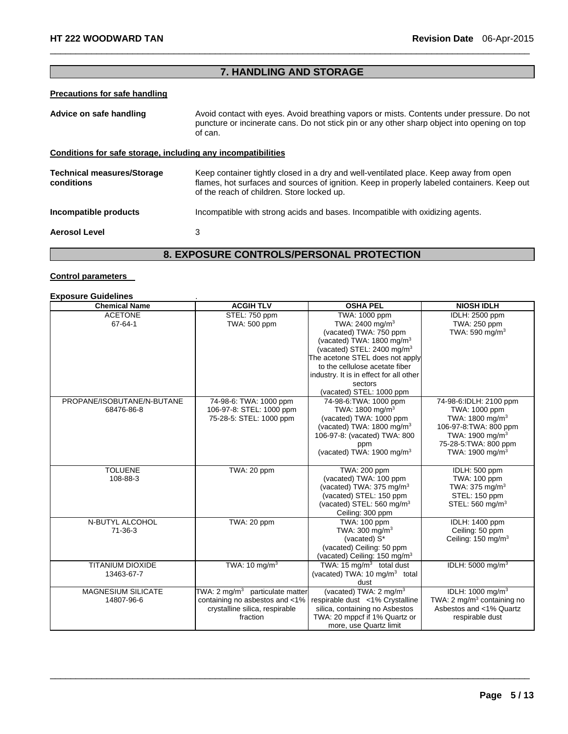## 7. HANDLING AND STORAGE

**Precautions for safe handling**

**Advice on safe handling** Avoid contact with eyes. Avoid breathing vapors or mists. Contents under pressure. Do not puncture or incinerate cans. Do not stick pin or any other sharp object into opening on top of can.

**Conditions for safe storage, including any incompatibilities**

**Technical measures/Storage conditions** Keep container tightly closed in a dry and well-ventilated place. Keep away from open flames, hot surfaces and sources of ignition. Keep in properly labeled containers. Keep out of the reach of children. Store locked up.

**Incompatible products** Incompatible with strong acids and bases. Incompatible with oxidizing agents.

**Aerosol Level** 3

## 8. EXPOSURE CONTROLS/PERSONAL PROTECTION

**Control parameters**

**Exposure Guidelines** .

| Chemical Name | ACGIH TLV | OSHA PEL | NIOSH IDLH |
|---|---|---|---|
| ACETONE<br>67-64-1 | STEL: 750 ppm<br>TWA: 500 ppm | TWA: 1000 ppm<br>TWA: 2400 mg/m³<br>(vacated) TWA: 750 ppm<br>(vacated) TWA: 1800 mg/m³<br>(vacated) STEL: 2400 mg/m³<br>The acetone STEL does not apply to the cellulose acetate fiber industry. It is in effect for all other sectors<br>(vacated) STEL: 1000 ppm | IDLH: 2500 ppm<br>TWA: 250 ppm<br>TWA: 590 mg/m³ |
| PROPANE/ISOBUTANE/N-BUTANE<br>68476-86-8 | 74-98-6: TWA: 1000 ppm<br>106-97-8: STEL: 1000 ppm<br>75-28-5: STEL: 1000 ppm | 74-98-6:TWA: 1000 ppm<br>TWA: 1800 mg/m³<br>(vacated) TWA: 1000 ppm<br>(vacated) TWA: 1800 mg/m³<br>106-97-8: (vacated) TWA: 800 ppm<br>(vacated) TWA: 1900 mg/m³ | 74-98-6:IDLH: 2100 ppm<br>TWA: 1000 ppm<br>TWA: 1800 mg/m³<br>106-97-8:TWA: 800 ppm<br>TWA: 1900 mg/m³<br>75-28-5:TWA: 800 ppm<br>TWA: 1900 mg/m³ |
| TOLUENE<br>108-88-3 | TWA: 20 ppm | TWA: 200 ppm<br>(vacated) TWA: 100 ppm<br>(vacated) TWA: 375 mg/m³<br>(vacated) STEL: 150 ppm<br>(vacated) STEL: 560 mg/m³<br>Ceiling: 300 ppm | IDLH: 500 ppm<br>TWA: 100 ppm<br>TWA: 375 mg/m³<br>STEL: 150 ppm<br>STEL: 560 mg/m³ |
| N-BUTYL ALCOHOL<br>71-36-3 | TWA: 20 ppm | TWA: 100 ppm<br>TWA: 300 mg/m³<br>(vacated) S*<br>(vacated) Ceiling: 50 ppm<br>(vacated) Ceiling: 150 mg/m³ | IDLH: 1400 ppm<br>Ceiling: 50 ppm<br>Ceiling: 150 mg/m³ |
| TITANIUM DIOXIDE<br>13463-67-7 | TWA: 10 mg/m³ | TWA: 15 mg/m³ total dust<br>(vacated) TWA: 10 mg/m³ total dust | IDLH: 5000 mg/m³ |
| MAGNESIUM SILICATE<br>14807-96-6 | TWA: 2 mg/m³ particulate matter containing no asbestos and <1% crystalline silica, respirable fraction | (vacated) TWA: 2 mg/m³ respirable dust <1% Crystalline silica, containing no Asbestos<br>TWA: 20 mppcf if 1% Quartz or more, use Quartz limit | IDLH: 1000 mg/m³<br>TWA: 2 mg/m³ containing no Asbestos and <1% Quartz respirable dust |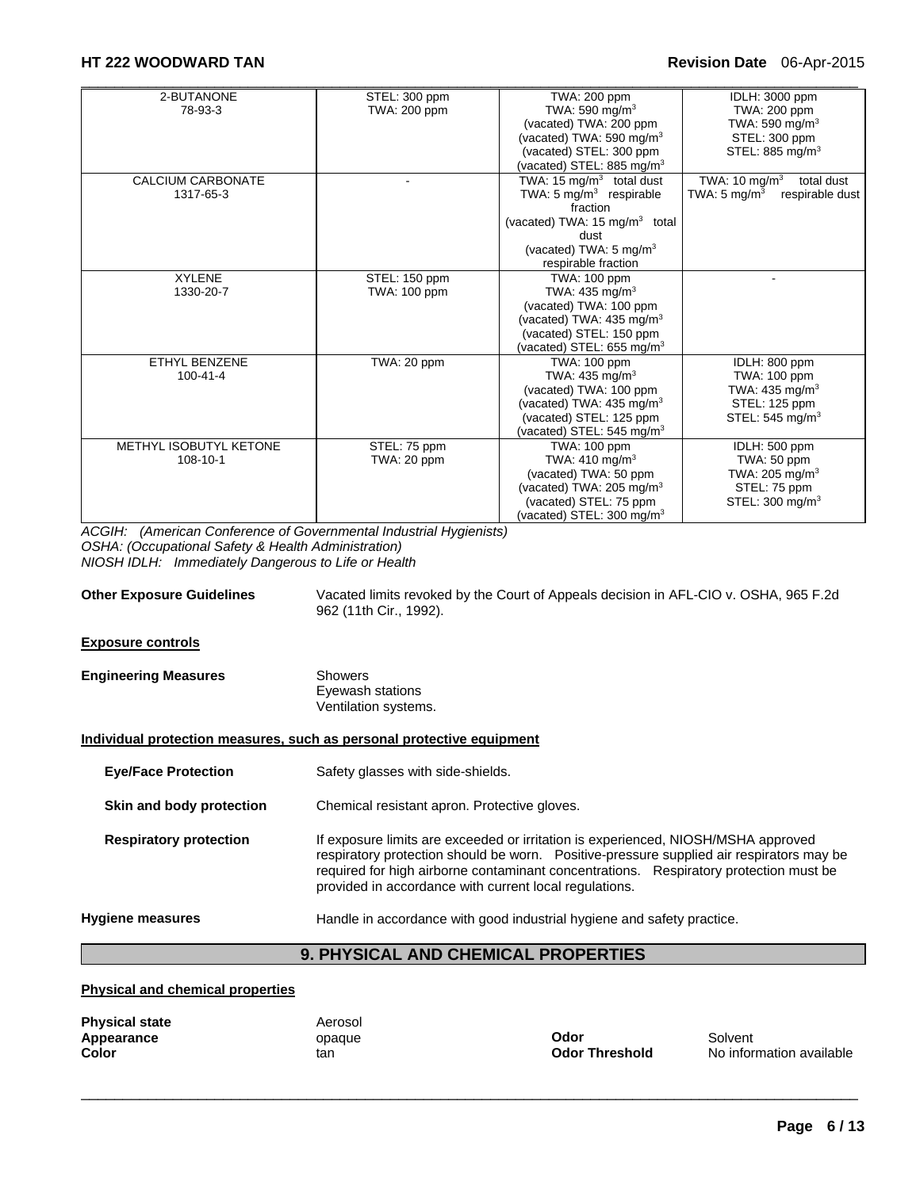| Chemical Name | ACGIH TLV | OSHA PEL | NIOSH IDLH |
|---|---|---|---|
| 2-BUTANONE<br>78-93-3 | STEL: 300 ppm<br>TWA: 200 ppm | TWA: 200 ppm<br>TWA: 590 mg/m$^3$<br>(vacated) TWA: 200 ppm<br>(vacated) TWA: 590 mg/m$^3$<br>(vacated) STEL: 300 ppm<br>(vacated) STEL: 885 mg/m$^3$ | IDLH: 3000 ppm<br>TWA: 200 ppm<br>TWA: 590 mg/m$^3$<br>STEL: 300 ppm<br>STEL: 885 mg/m$^3$ |
| CALCIUM CARBONATE<br>1317-65-3 | - | TWA: 15 mg/m$^3$ total dust<br>TWA: 5 mg/m$^3$ respirable fraction<br>(vacated) TWA: 15 mg/m$^3$ total dust<br>(vacated) TWA: 5 mg/m$^3$ respirable fraction | TWA: 10 mg/m$^3$ total dust<br>TWA: 5 mg/m$^3$ respirable dust |
| XYLENE<br>1330-20-7 | STEL: 150 ppm<br>TWA: 100 ppm | TWA: 100 ppm<br>TWA: 435 mg/m$^3$<br>(vacated) TWA: 100 ppm<br>(vacated) TWA: 435 mg/m$^3$<br>(vacated) STEL: 150 ppm<br>(vacated) STEL: 655 mg/m$^3$ | - |
| ETHYL BENZENE<br>100-41-4 | TWA: 20 ppm | TWA: 100 ppm<br>TWA: 435 mg/m$^3$<br>(vacated) TWA: 100 ppm<br>(vacated) TWA: 435 mg/m$^3$<br>(vacated) STEL: 125 ppm<br>(vacated) STEL: 545 mg/m$^3$ | IDLH: 800 ppm<br>TWA: 100 ppm<br>TWA: 435 mg/m$^3$<br>STEL: 125 ppm<br>STEL: 545 mg/m$^3$ |
| METHYL ISOBUTYL KETONE<br>108-10-1 | STEL: 75 ppm<br>TWA: 20 ppm | TWA: 100 ppm<br>TWA: 410 mg/m$^3$<br>(vacated) TWA: 50 ppm<br>(vacated) TWA: 205 mg/m$^3$<br>(vacated) STEL: 75 ppm<br>(vacated) STEL: 300 mg/m$^3$ | IDLH: 500 ppm<br>TWA: 50 ppm<br>TWA: 205 mg/m$^3$<br>STEL: 75 ppm<br>STEL: 300 mg/m$^3$ |

*ACGIH: (American Conference of Governmental Industrial Hygienists)*
*OSHA: (Occupational Safety & Health Administration)*
*NIOSH IDLH: Immediately Dangerous to Life or Health*

**Other Exposure Guidelines** Vacated limits revoked by the Court of Appeals decision in AFL-CIO v. OSHA, 965 F.2d 962 (11th Cir., 1992).

**Exposure controls**

**Engineering Measures** Showers
Eyewash stations
Ventilation systems.

**Individual protection measures, such as personal protective equipment**

**Eye/Face Protection** Safety glasses with side-shields.

**Skin and body protection** Chemical resistant apron. Protective gloves.

**Respiratory protection** If exposure limits are exceeded or irritation is experienced, NIOSH/MSHA approved respiratory protection should be worn. Positive-pressure supplied air respirators may be required for high airborne contaminant concentrations. Respiratory protection must be provided in accordance with current local regulations.

**Hygiene measures** Handle in accordance with good industrial hygiene and safety practice.

## 9. PHYSICAL AND CHEMICAL PROPERTIES

**Physical and chemical properties**

| | | | |
|---|---|---|---|
| **Physical state** | Aerosol | | |
| **Appearance** | opaque | **Odor** | Solvent |
| **Color** | tan | **Odor Threshold** | No information available |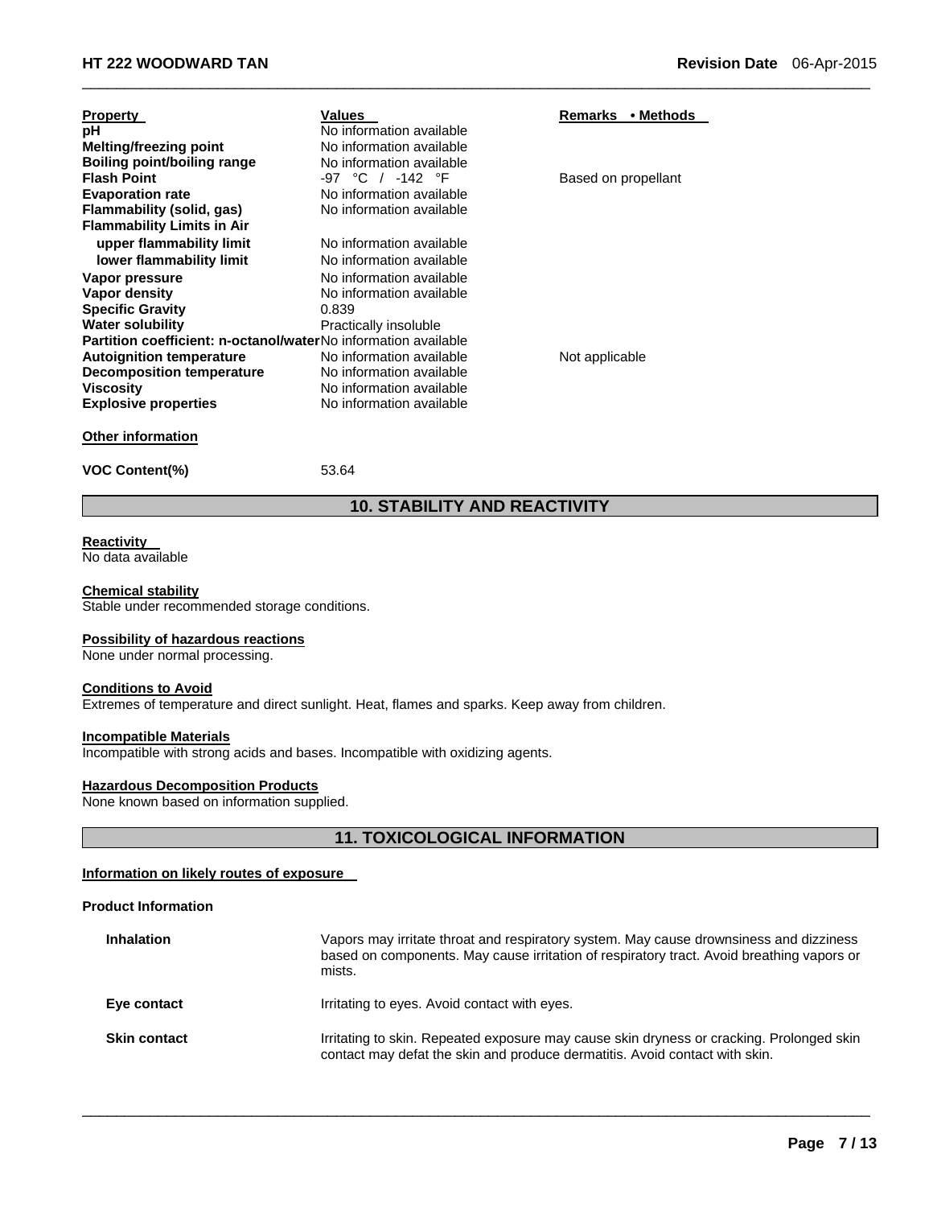| Property | Values | Remarks • Methods |
|---|---|---|
| pH | No information available | |
| Melting/freezing point | No information available | |
| Boiling point/boiling range | No information available | |
| Flash Point | -97 °C / -142 °F | Based on propellant |
| Evaporation rate | No information available | |
| Flammability (solid, gas) | No information available | |
| Flammability Limits in Air | | |
| upper flammability limit | No information available | |
| lower flammability limit | No information available | |
| Vapor pressure | No information available | |
| Vapor density | No information available | |
| Specific Gravity | 0.839 | |
| Water solubility | Practically insoluble | |
| Partition coefficient: n-octanol/water | No information available | |
| Autoignition temperature | No information available | Not applicable |
| Decomposition temperature | No information available | |
| Viscosity | No information available | |
| Explosive properties | No information available | |

**Other information**

**VOC Content(%)** 53.64

## 10. STABILITY AND REACTIVITY

**Reactivity**
No data available

**Chemical stability**
Stable under recommended storage conditions.

**Possibility of hazardous reactions**
None under normal processing.

**Conditions to Avoid**
Extremes of temperature and direct sunlight. Heat, flames and sparks. Keep away from children.

**Incompatible Materials**
Incompatible with strong acids and bases. Incompatible with oxidizing agents.

**Hazardous Decomposition Products**
None known based on information supplied.

## 11. TOXICOLOGICAL INFORMATION

**Information on likely routes of exposure**

**Product Information**

**Inhalation** Vapors may irritate throat and respiratory system. May cause drownsiness and dizziness based on components. May cause irritation of respiratory tract. Avoid breathing vapors or mists.

**Eye contact** Irritating to eyes. Avoid contact with eyes.

**Skin contact** Irritating to skin. Repeated exposure may cause skin dryness or cracking. Prolonged skin contact may defat the skin and produce dermatitis. Avoid contact with skin.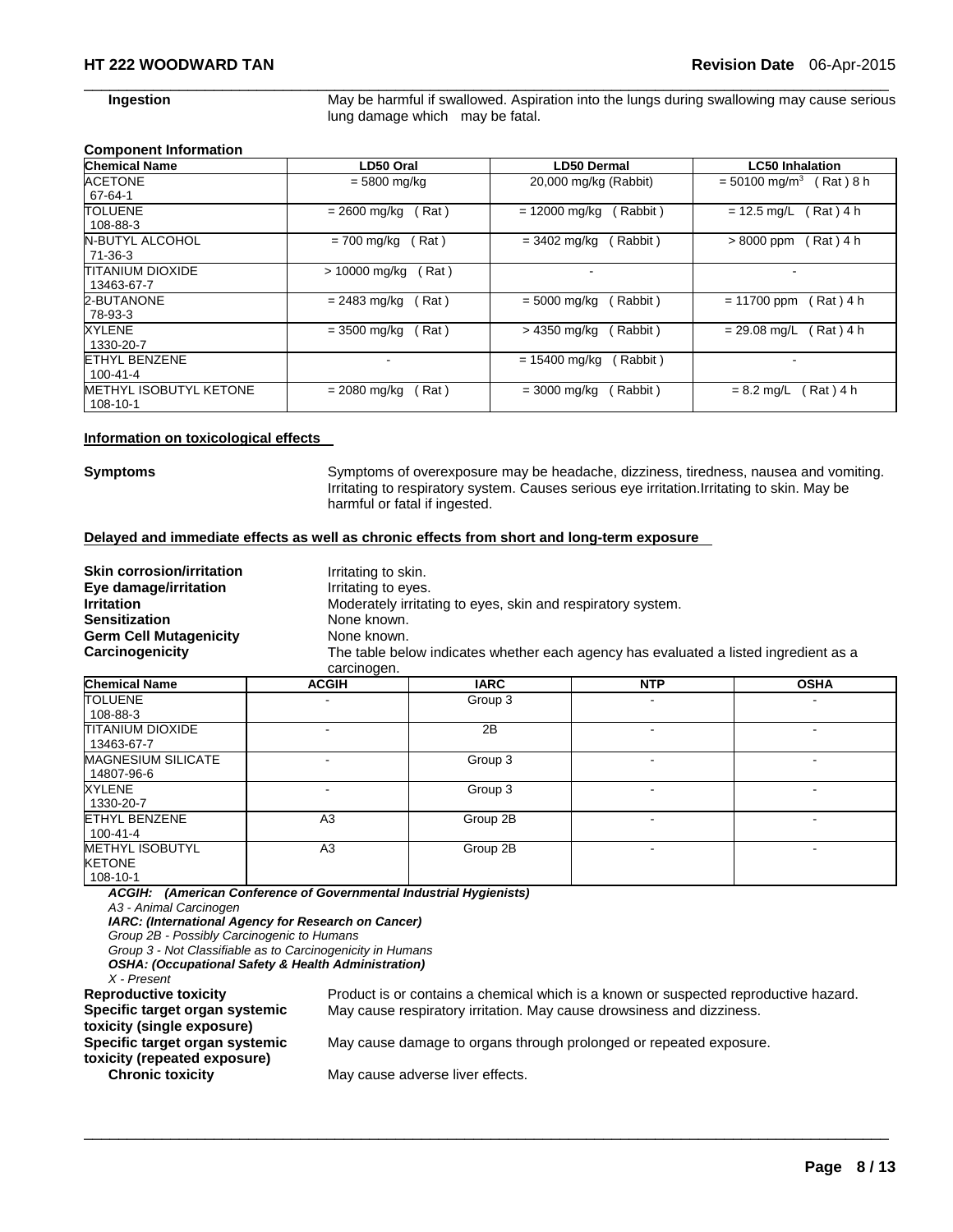**Ingestion** May be harmful if swallowed. Aspiration into the lungs during swallowing may cause serious lung damage which may be fatal.

**Component Information**

| Chemical Name | LD50 Oral | LD50 Dermal | LC50 Inhalation |
|---|---|---|---|
| ACETONE 67-64-1 | = 5800 mg/kg | 20,000 mg/kg (Rabbit) | = 50100 mg/$m^3$ ( Rat ) 8 h |
| TOLUENE 108-88-3 | = 2600 mg/kg ( Rat ) | = 12000 mg/kg ( Rabbit ) | = 12.5 mg/L ( Rat ) 4 h |
| N-BUTYL ALCOHOL 71-36-3 | = 700 mg/kg ( Rat ) | = 3402 mg/kg ( Rabbit ) | > 8000 ppm ( Rat ) 4 h |
| TITANIUM DIOXIDE 13463-67-7 | > 10000 mg/kg ( Rat ) | - | - |
| 2-BUTANONE 78-93-3 | = 2483 mg/kg ( Rat ) | = 5000 mg/kg ( Rabbit ) | = 11700 ppm ( Rat ) 4 h |
| XYLENE 1330-20-7 | = 3500 mg/kg ( Rat ) | > 4350 mg/kg ( Rabbit ) | = 29.08 mg/L ( Rat ) 4 h |
| ETHYL BENZENE 100-41-4 | - | = 15400 mg/kg ( Rabbit ) | - |
| METHYL ISOBUTYL KETONE 108-10-1 | = 2080 mg/kg ( Rat ) | = 3000 mg/kg ( Rabbit ) | = 8.2 mg/L ( Rat ) 4 h |

**Information on toxicological effects**

**Symptoms** Symptoms of overexposure may be headache, dizziness, tiredness, nausea and vomiting. Irritating to respiratory system. Causes serious eye irritation.Irritating to skin. May be harmful or fatal if ingested.

**Delayed and immediate effects as well as chronic effects from short and long-term exposure**

**Skin corrosion/irritation** Irritating to skin.
**Eye damage/irritation** Irritating to eyes.
**Irritation** Moderately irritating to eyes, skin and respiratory system.
**Sensitization** None known.
**Germ Cell Mutagenicity** None known.
**Carcinogenicity** The table below indicates whether each agency has evaluated a listed ingredient as a carcinogen.

| Chemical Name | ACGIH | IARC | NTP | OSHA |
|---|---|---|---|---|
| TOLUENE 108-88-3 | - | Group 3 | - | - |
| TITANIUM DIOXIDE 13463-67-7 | - | 2B | - | - |
| MAGNESIUM SILICATE 14807-96-6 | - | Group 3 | - | - |
| XYLENE 1330-20-7 | - | Group 3 | - | - |
| ETHYL BENZENE 100-41-4 | A3 | Group 2B | - | - |
| METHYL ISOBUTYL KETONE 108-10-1 | A3 | Group 2B | - | - |

***ACGIH: (American Conference of Governmental Industrial Hygienists)***
*A3 - Animal Carcinogen*
***IARC: (International Agency for Research on Cancer)***
*Group 2B - Possibly Carcinogenic to Humans*
*Group 3 - Not Classifiable as to Carcinogenicity in Humans*
***OSHA: (Occupational Safety & Health Administration)***
*X - Present*

**Reproductive toxicity** Product is or contains a chemical which is a known or suspected reproductive hazard.
**Specific target organ systemic toxicity (single exposure)** May cause respiratory irritation. May cause drowsiness and dizziness.
**Specific target organ systemic toxicity (repeated exposure)** May cause damage to organs through prolonged or repeated exposure.
**Chronic toxicity** May cause adverse liver effects.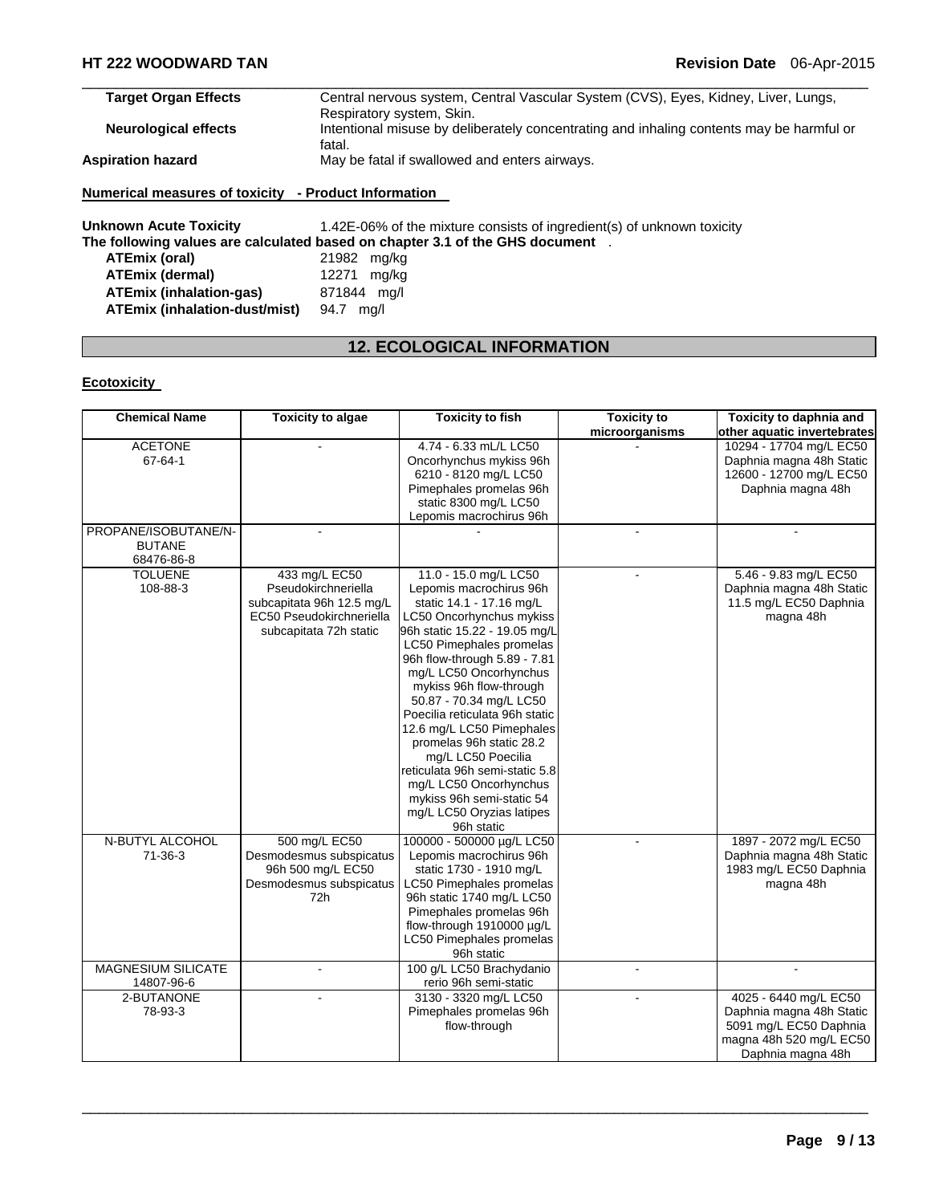| | |
|---|---|
| **Target Organ Effects** | Central nervous system, Central Vascular System (CVS), Eyes, Kidney, Liver, Lungs, Respiratory system, Skin. |
| **Neurological effects** | Intentional misuse by deliberately concentrating and inhaling contents may be harmful or fatal. |
| **Aspiration hazard** | May be fatal if swallowed and enters airways. |

**Numerical measures of toxicity - Product Information**

**Unknown Acute Toxicity** 1.42E-06% of the mixture consists of ingredient(s) of unknown toxicity

**The following values are calculated based on chapter 3.1 of the GHS document** .

| | |
|---|---|
| **ATEmix (oral)** | 21982 mg/kg |
| **ATEmix (dermal)** | 12271 mg/kg |
| **ATEmix (inhalation-gas)** | 871844 mg/l |
| **ATEmix (inhalation-dust/mist)** | 94.7 mg/l |

## 12. ECOLOGICAL INFORMATION

**Ecotoxicity**

| Chemical Name | Toxicity to algae | Toxicity to fish | Toxicity to microorganisms | Toxicity to daphnia and other aquatic invertebrates |
|---|---|---|---|---|
| ACETONE 67-64-1 | - | 4.74 - 6.33 mL/L LC50 Oncorhynchus mykiss 96h 6210 - 8120 mg/L LC50 Pimephales promelas 96h static 8300 mg/L LC50 Lepomis macrochirus 96h | - | 10294 - 17704 mg/L EC50 Daphnia magna 48h Static 12600 - 12700 mg/L EC50 Daphnia magna 48h |
| PROPANE/ISOBUTANE/N-BUTANE 68476-86-8 | - | - | - | - |
| TOLUENE 108-88-3 | 433 mg/L EC50 Pseudokirchneriella subcapitata 96h 12.5 mg/L EC50 Pseudokirchneriella subcapitata 72h static | 11.0 - 15.0 mg/L LC50 Lepomis macrochirus 96h static 14.1 - 17.16 mg/L LC50 Oncorhynchus mykiss 96h static 15.22 - 19.05 mg/L LC50 Pimephales promelas 96h flow-through 5.89 - 7.81 mg/L LC50 Oncorhynchus mykiss 96h flow-through 50.87 - 70.34 mg/L LC50 Poecilia reticulata 96h static 12.6 mg/L LC50 Pimephales promelas 96h static 28.2 mg/L LC50 Poecilia reticulata 96h semi-static 5.8 mg/L LC50 Oncorhynchus mykiss 96h semi-static 54 mg/L LC50 Oryzias latipes 96h static | - | 5.46 - 9.83 mg/L EC50 Daphnia magna 48h Static 11.5 mg/L EC50 Daphnia magna 48h |
| N-BUTYL ALCOHOL 71-36-3 | 500 mg/L EC50 Desmodesmus subspicatus 96h 500 mg/L EC50 Desmodesmus subspicatus 72h | 100000 - 500000 µg/L LC50 Lepomis macrochirus 96h static 1730 - 1910 mg/L LC50 Pimephales promelas 96h static 1740 mg/L LC50 Pimephales promelas 96h flow-through 1910000 µg/L LC50 Pimephales promelas 96h static | - | 1897 - 2072 mg/L EC50 Daphnia magna 48h Static 1983 mg/L EC50 Daphnia magna 48h |
| MAGNESIUM SILICATE 14807-96-6 | - | 100 g/L LC50 Brachydanio rerio 96h semi-static | - | - |
| 2-BUTANONE 78-93-3 | - | 3130 - 3320 mg/L LC50 Pimephales promelas 96h flow-through | - | 4025 - 6440 mg/L EC50 Daphnia magna 48h Static 5091 mg/L EC50 Daphnia magna 48h 520 mg/L EC50 Daphnia magna 48h |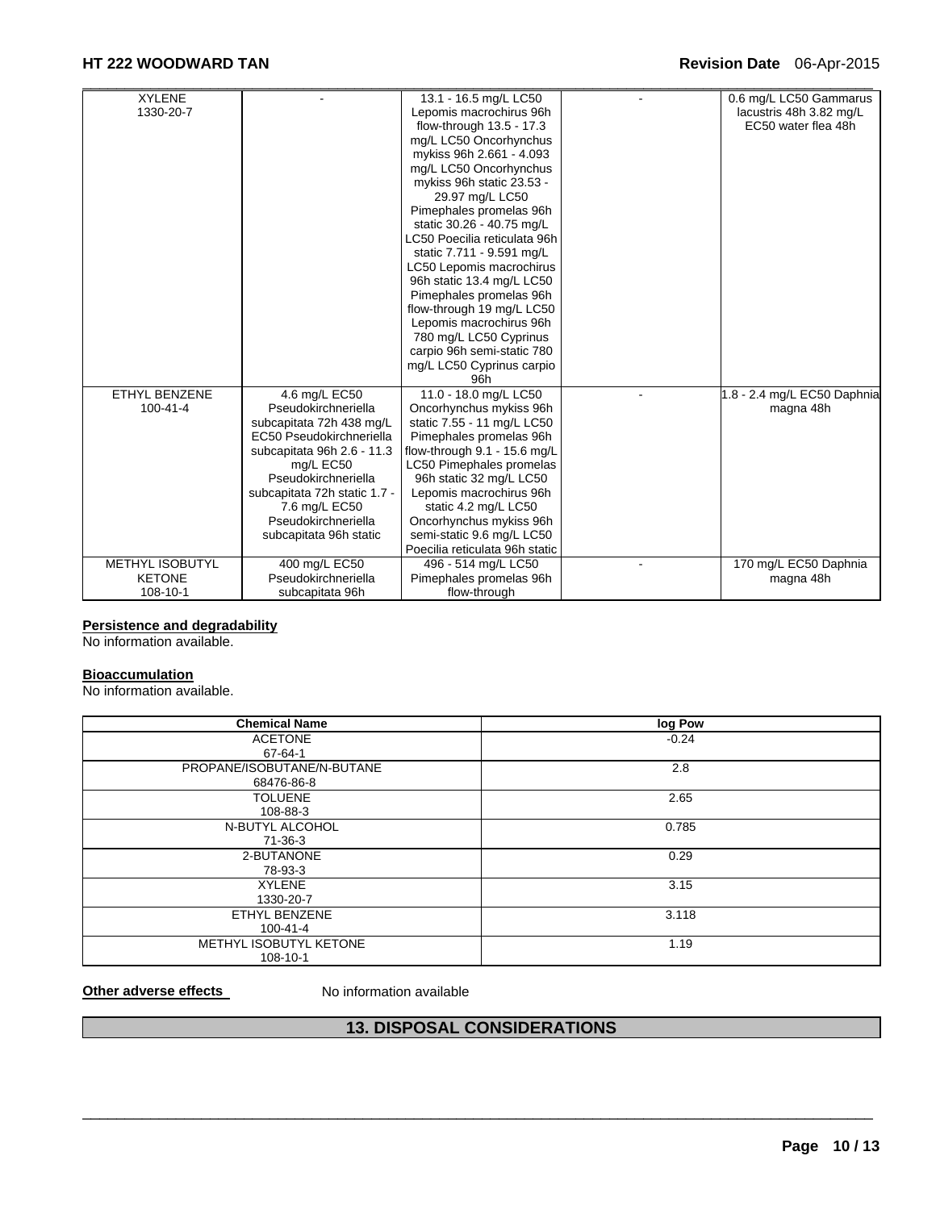| | | | | |
|---|---|---|---|---|
| XYLENE<br>1330-20-7 | - | 13.1 - 16.5 mg/L LC50 Lepomis macrochirus 96h flow-through 13.5 - 17.3 mg/L LC50 Oncorhynchus mykiss 96h 2.661 - 4.093 mg/L LC50 Oncorhynchus mykiss 96h static 23.53 - 29.97 mg/L LC50 Pimephales promelas 96h static 30.26 - 40.75 mg/L LC50 Poecilia reticulata 96h static 7.711 - 9.591 mg/L LC50 Lepomis macrochirus 96h static 13.4 mg/L LC50 Pimephales promelas 96h flow-through 19 mg/L LC50 Lepomis macrochirus 96h 780 mg/L LC50 Cyprinus carpio 96h semi-static 780 mg/L LC50 Cyprinus carpio 96h | - | 0.6 mg/L LC50 Gammarus lacustris 48h 3.82 mg/L EC50 water flea 48h |
| ETHYL BENZENE<br>100-41-4 | 4.6 mg/L EC50 Pseudokirchneriella subcapitata 72h 438 mg/L EC50 Pseudokirchneriella subcapitata 96h 2.6 - 11.3 mg/L EC50 Pseudokirchneriella subcapitata 72h static 1.7 - 7.6 mg/L EC50 Pseudokirchneriella subcapitata 96h static | 11.0 - 18.0 mg/L LC50 Oncorhynchus mykiss 96h static 7.55 - 11 mg/L LC50 Pimephales promelas 96h flow-through 9.1 - 15.6 mg/L LC50 Pimephales promelas 96h static 32 mg/L LC50 Lepomis macrochirus 96h static 4.2 mg/L LC50 Oncorhynchus mykiss 96h semi-static 9.6 mg/L LC50 Poecilia reticulata 96h static | - | 1.8 - 2.4 mg/L EC50 Daphnia magna 48h |
| METHYL ISOBUTYL KETONE<br>108-10-1 | 400 mg/L EC50 Pseudokirchneriella subcapitata 96h | 496 - 514 mg/L LC50 Pimephales promelas 96h flow-through | - | 170 mg/L EC50 Daphnia magna 48h |

**Persistence and degradability**

No information available.

**Bioaccumulation**

No information available.

| Chemical Name | log Pow |
|---|---|
| ACETONE<br>67-64-1 | -0.24 |
| PROPANE/ISOBUTANE/N-BUTANE<br>68476-86-8 | 2.8 |
| TOLUENE<br>108-88-3 | 2.65 |
| N-BUTYL ALCOHOL<br>71-36-3 | 0.785 |
| 2-BUTANONE<br>78-93-3 | 0.29 |
| XYLENE<br>1330-20-7 | 3.15 |
| ETHYL BENZENE<br>100-41-4 | 3.118 |
| METHYL ISOBUTYL KETONE<br>108-10-1 | 1.19 |

**Other adverse effects** No information available

## 13. DISPOSAL CONSIDERATIONS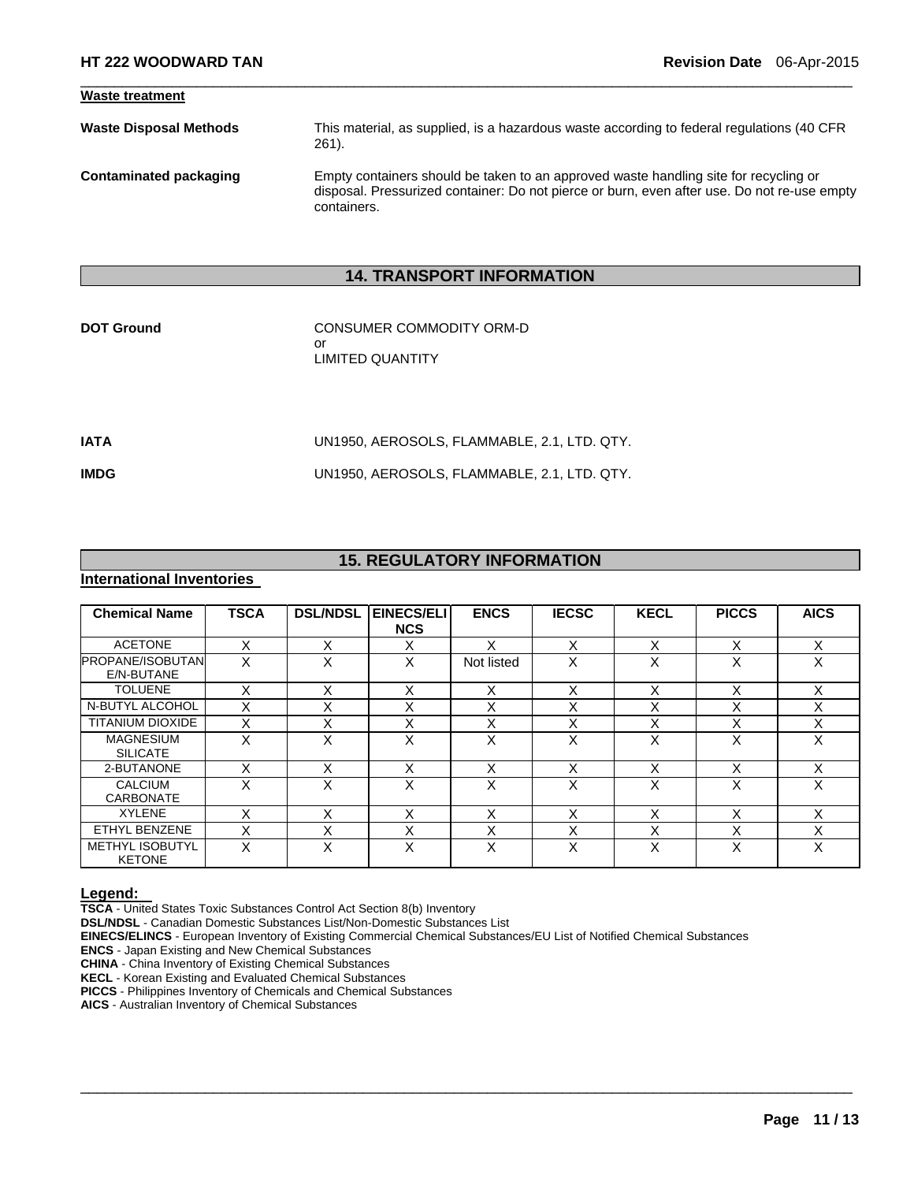**Waste treatment**

**Waste Disposal Methods** This material, as supplied, is a hazardous waste according to federal regulations (40 CFR 261).

**Contaminated packaging** Empty containers should be taken to an approved waste handling site for recycling or disposal. Pressurized container: Do not pierce or burn, even after use. Do not re-use empty containers.

## 14. TRANSPORT INFORMATION

**DOT Ground** CONSUMER COMMODITY ORM-D
or
LIMITED QUANTITY

**IATA** UN1950, AEROSOLS, FLAMMABLE, 2.1, LTD. QTY.

**IMDG** UN1950, AEROSOLS, FLAMMABLE, 2.1, LTD. QTY.

## 15. REGULATORY INFORMATION

**International Inventories**

| Chemical Name | TSCA | DSL/NDSL | EINECS/ELINCS | ENCS | IECSC | KECL | PICCS | AICS |
|---|---|---|---|---|---|---|---|---|
| ACETONE | X | X | X | X | X | X | X | X |
| PROPANE/ISOBUTANE/N-BUTANE | X | X | X | Not listed | X | X | X | X |
| TOLUENE | X | X | X | X | X | X | X | X |
| N-BUTYL ALCOHOL | X | X | X | X | X | X | X | X |
| TITANIUM DIOXIDE | X | X | X | X | X | X | X | X |
| MAGNESIUM SILICATE | X | X | X | X | X | X | X | X |
| 2-BUTANONE | X | X | X | X | X | X | X | X |
| CALCIUM CARBONATE | X | X | X | X | X | X | X | X |
| XYLENE | X | X | X | X | X | X | X | X |
| ETHYL BENZENE | X | X | X | X | X | X | X | X |
| METHYL ISOBUTYL KETONE | X | X | X | X | X | X | X | X |

**Legend:**
**TSCA** - United States Toxic Substances Control Act Section 8(b) Inventory
**DSL/NDSL** - Canadian Domestic Substances List/Non-Domestic Substances List
**EINECS/ELINCS** - European Inventory of Existing Commercial Chemical Substances/EU List of Notified Chemical Substances
**ENCS** - Japan Existing and New Chemical Substances
**CHINA** - China Inventory of Existing Chemical Substances
**KECL** - Korean Existing and Evaluated Chemical Substances
**PICCS** - Philippines Inventory of Chemicals and Chemical Substances
**AICS** - Australian Inventory of Chemical Substances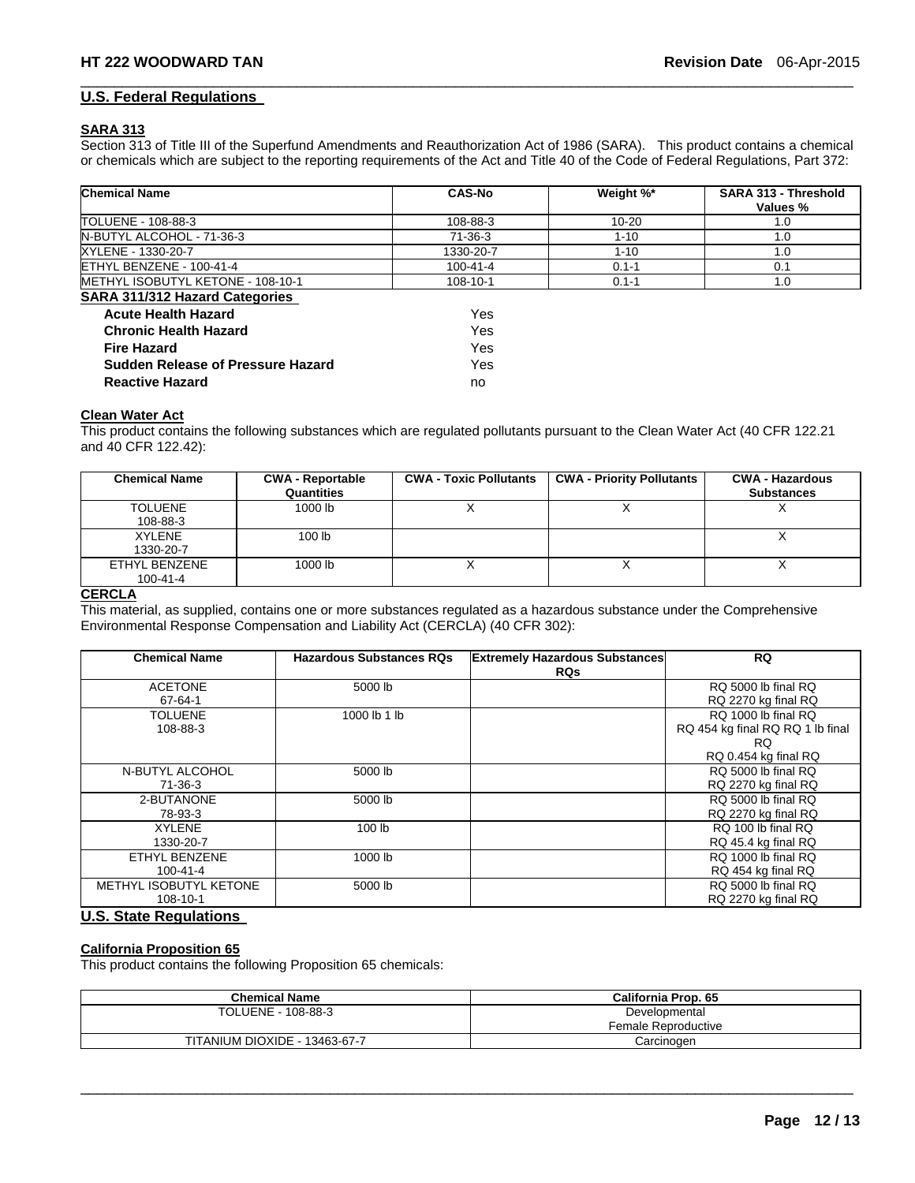## U.S. Federal Regulations

### SARA 313

Section 313 of Title III of the Superfund Amendments and Reauthorization Act of 1986 (SARA). This product contains a chemical or chemicals which are subject to the reporting requirements of the Act and Title 40 of the Code of Federal Regulations, Part 372:

| Chemical Name | CAS-No | Weight %* | SARA 313 - Threshold Values % |
|---|---|---|---|
| TOLUENE - 108-88-3 | 108-88-3 | 10-20 | 1.0 |
| N-BUTYL ALCOHOL - 71-36-3 | 71-36-3 | 1-10 | 1.0 |
| XYLENE - 1330-20-7 | 1330-20-7 | 1-10 | 1.0 |
| ETHYL BENZENE - 100-41-4 | 100-41-4 | 0.1-1 | 0.1 |
| METHYL ISOBUTYL KETONE - 108-10-1 | 108-10-1 | 0.1-1 | 1.0 |

### SARA 311/312 Hazard Categories

| | |
|---|---|
| **Acute Health Hazard** | Yes |
| **Chronic Health Hazard** | Yes |
| **Fire Hazard** | Yes |
| **Sudden Release of Pressure Hazard** | Yes |
| **Reactive Hazard** | no |

### Clean Water Act

This product contains the following substances which are regulated pollutants pursuant to the Clean Water Act (40 CFR 122.21 and 40 CFR 122.42):

| Chemical Name | CWA - Reportable Quantities | CWA - Toxic Pollutants | CWA - Priority Pollutants | CWA - Hazardous Substances |
|---|---|---|---|---|
| TOLUENE 108-88-3 | 1000 lb | X | X | X |
| XYLENE 1330-20-7 | 100 lb | | | X |
| ETHYL BENZENE 100-41-4 | 1000 lb | X | X | X |

### CERCLA

This material, as supplied, contains one or more substances regulated as a hazardous substance under the Comprehensive Environmental Response Compensation and Liability Act (CERCLA) (40 CFR 302):

| Chemical Name | Hazardous Substances RQs | Extremely Hazardous Substances RQs | RQ |
|---|---|---|---|
| ACETONE 67-64-1 | 5000 lb | | RQ 5000 lb final RQ RQ 2270 kg final RQ |
| TOLUENE 108-88-3 | 1000 lb 1 lb | | RQ 1000 lb final RQ RQ 454 kg final RQ RQ 1 lb final RQ RQ 0.454 kg final RQ |
| N-BUTYL ALCOHOL 71-36-3 | 5000 lb | | RQ 5000 lb final RQ RQ 2270 kg final RQ |
| 2-BUTANONE 78-93-3 | 5000 lb | | RQ 5000 lb final RQ RQ 2270 kg final RQ |
| XYLENE 1330-20-7 | 100 lb | | RQ 100 lb final RQ RQ 45.4 kg final RQ |
| ETHYL BENZENE 100-41-4 | 1000 lb | | RQ 1000 lb final RQ RQ 454 kg final RQ |
| METHYL ISOBUTYL KETONE 108-10-1 | 5000 lb | | RQ 5000 lb final RQ RQ 2270 kg final RQ |

## U.S. State Regulations

### California Proposition 65

This product contains the following Proposition 65 chemicals:

| Chemical Name | California Prop. 65 |
|---|---|
| TOLUENE - 108-88-3 | Developmental Female Reproductive |
| TITANIUM DIOXIDE - 13463-67-7 | Carcinogen |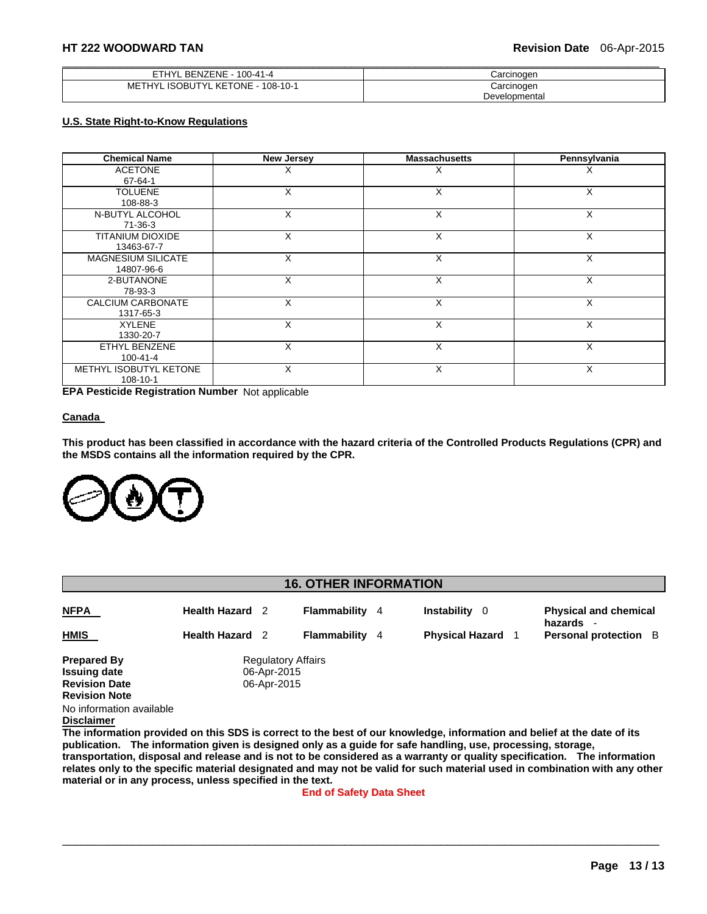| | |
|---|---|
| ETHYL BENZENE - 100-41-4 | Carcinogen |
| METHYL ISOBUTYL KETONE - 108-10-1 | Carcinogen<br>Developmental |

**U.S. State Right-to-Know Regulations**

| Chemical Name | New Jersey | Massachusetts | Pennsylvania |
|---|---|---|---|
| ACETONE<br>67-64-1 | X | X | X |
| TOLUENE<br>108-88-3 | X | X | X |
| N-BUTYL ALCOHOL<br>71-36-3 | X | X | X |
| TITANIUM DIOXIDE<br>13463-67-7 | X | X | X |
| MAGNESIUM SILICATE<br>14807-96-6 | X | X | X |
| 2-BUTANONE<br>78-93-3 | X | X | X |
| CALCIUM CARBONATE<br>1317-65-3 | X | X | X |
| XYLENE<br>1330-20-7 | X | X | X |
| ETHYL BENZENE<br>100-41-4 | X | X | X |
| METHYL ISOBUTYL KETONE<br>108-10-1 | X | X | X |

**EPA Pesticide Registration Number** Not applicable

**Canada**

**This product has been classified in accordance with the hazard criteria of the Controlled Products Regulations (CPR) and the MSDS contains all the information required by the CPR.**

## 16. OTHER INFORMATION

| | | | | |
|---|---|---|---|---|
| **NFPA** | **Health Hazard** 2 | **Flammability** 4 | **Instability** 0 | **Physical and chemical hazards** - |
| **HMIS** | **Health Hazard** 2 | **Flammability** 4 | **Physical Hazard** 1 | **Personal protection** B |

**Prepared By** Regulatory Affairs
**Issuing date** 06-Apr-2015
**Revision Date** 06-Apr-2015
**Revision Note**

No information available

**Disclaimer**

**The information provided on this SDS is correct to the best of our knowledge, information and belief at the date of its publication. The information given is designed only as a guide for safe handling, use, processing, storage, transportation, disposal and release and is not to be considered as a warranty or quality specification. The information relates only to the specific material designated and may not be valid for such material used in combination with any other material or in any process, unless specified in the text.**

**End of Safety Data Sheet**